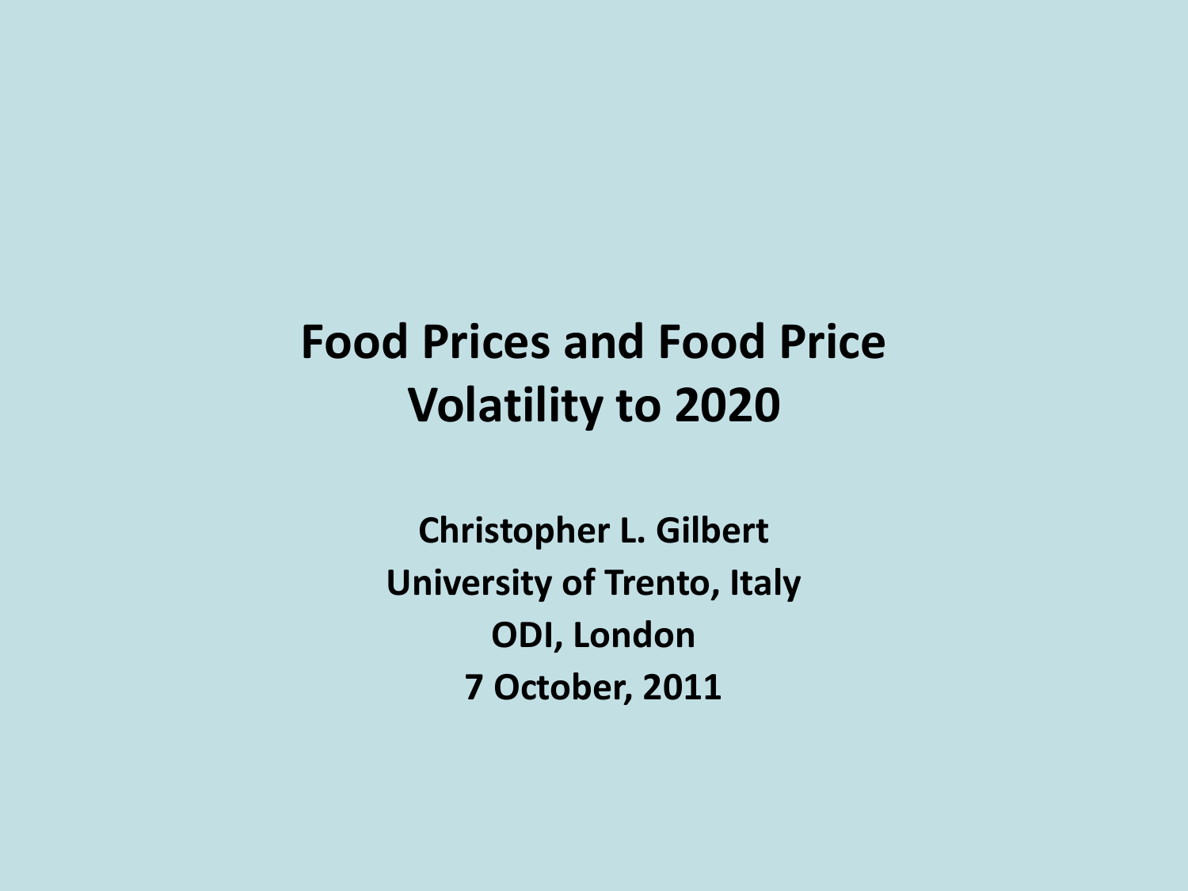# Food Prices and Food Price Volatility to 2020

**Christopher L. Gilbert**

**University of Trento, Italy**

**ODI, London**

**7 October, 2011**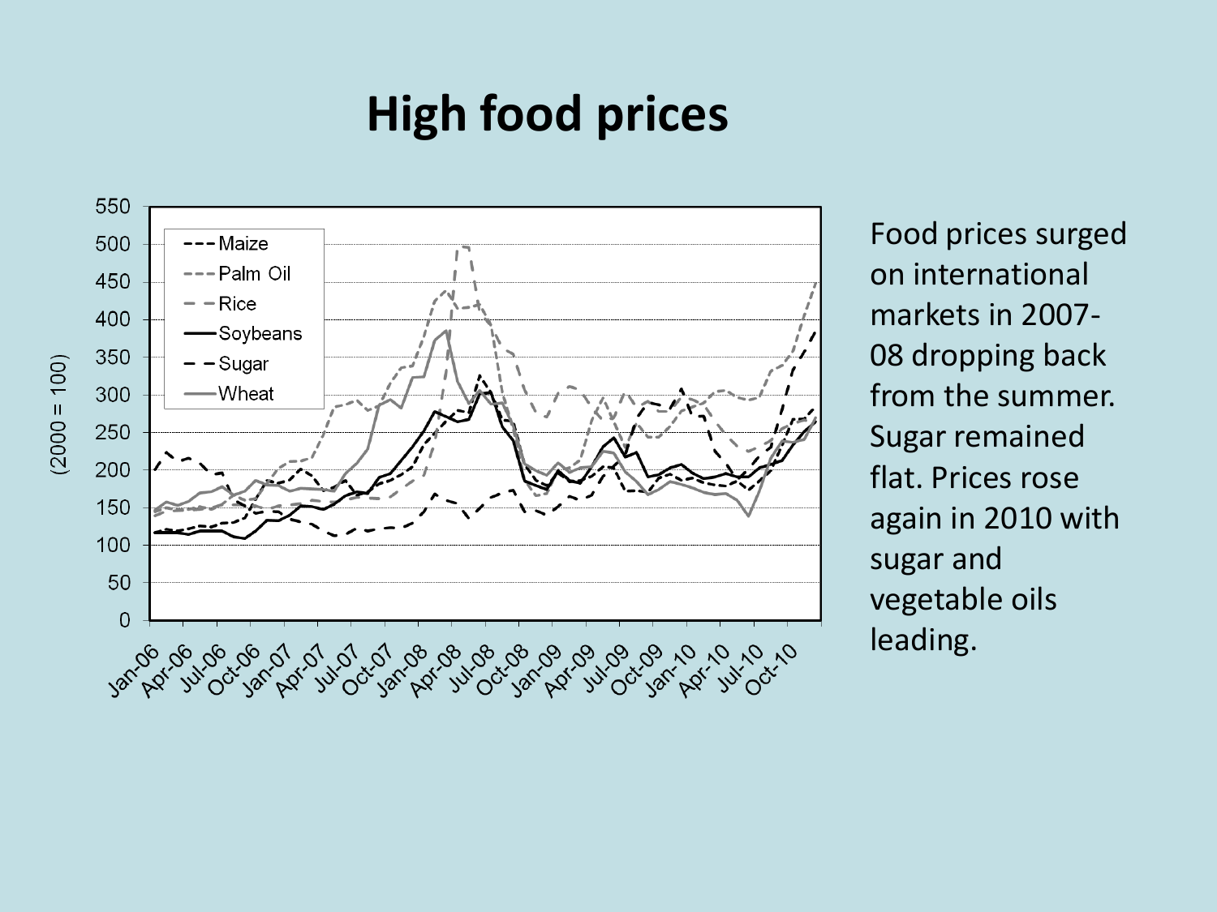# High food prices

Food prices surged on international markets in 2007-08 dropping back from the summer. Sugar remained flat. Prices rose again in 2010 with sugar and vegetable oils leading.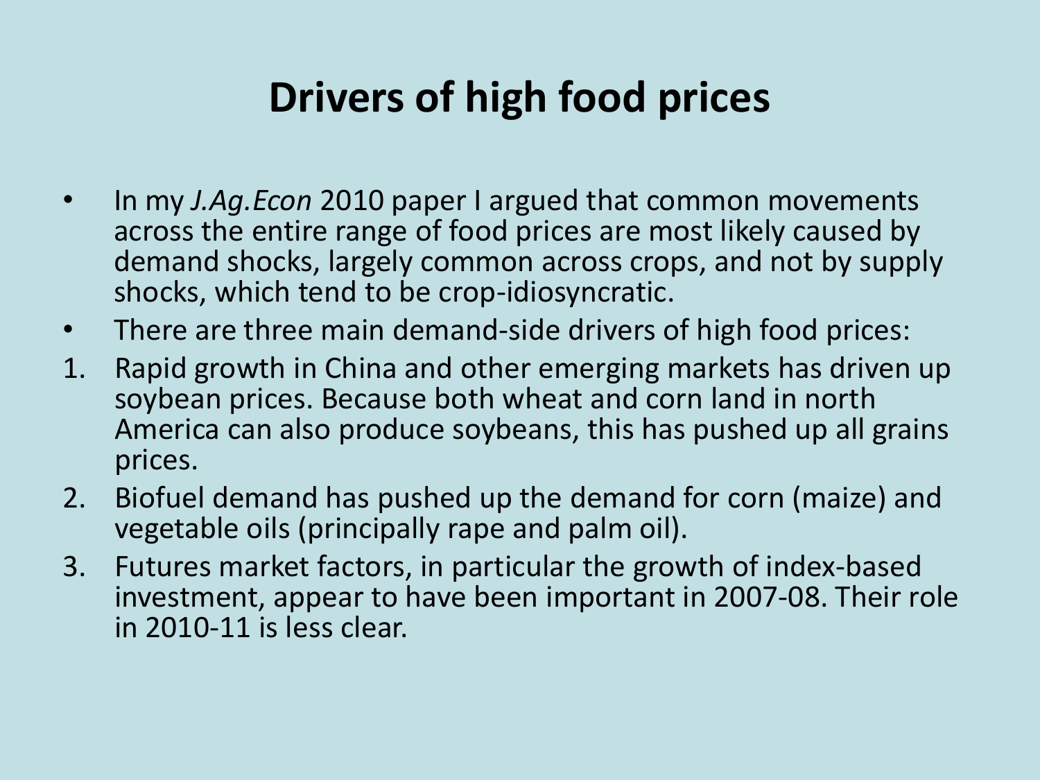# Drivers of high food prices

- In my *J.Ag.Econ* 2010 paper I argued that common movements across the entire range of food prices are most likely caused by demand shocks, largely common across crops, and not by supply shocks, which tend to be crop-idiosyncratic.
- There are three main demand-side drivers of high food prices:

1. Rapid growth in China and other emerging markets has driven up soybean prices. Because both wheat and corn land in north America can also produce soybeans, this has pushed up all grains prices.
2. Biofuel demand has pushed up the demand for corn (maize) and vegetable oils (principally rape and palm oil).
3. Futures market factors, in particular the growth of index-based investment, appear to have been important in 2007-08. Their role in 2010-11 is less clear.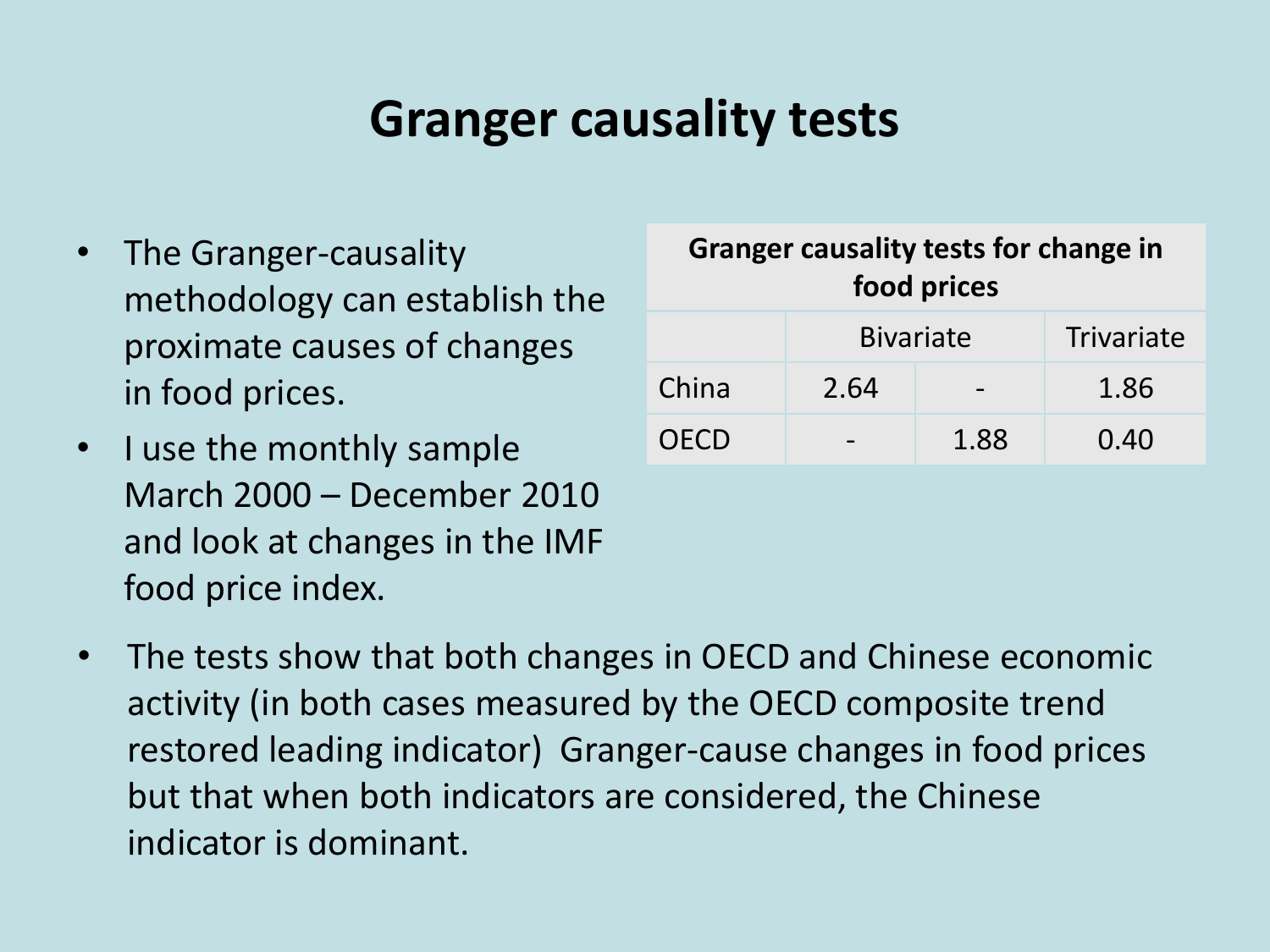# Granger causality tests

- The Granger-causality methodology can establish the proximate causes of changes in food prices.
- I use the monthly sample March 2000 – December 2010 and look at changes in the IMF food price index.

| Granger causality tests for change in food prices | | | |
|---|---|---|---|
| | Bivariate | | Trivariate |
| China | 2.64 | - | 1.86 |
| OECD | - | 1.88 | 0.40 |

- The tests show that both changes in OECD and Chinese economic activity (in both cases measured by the OECD composite trend restored leading indicator) Granger-cause changes in food prices but that when both indicators are considered, the Chinese indicator is dominant.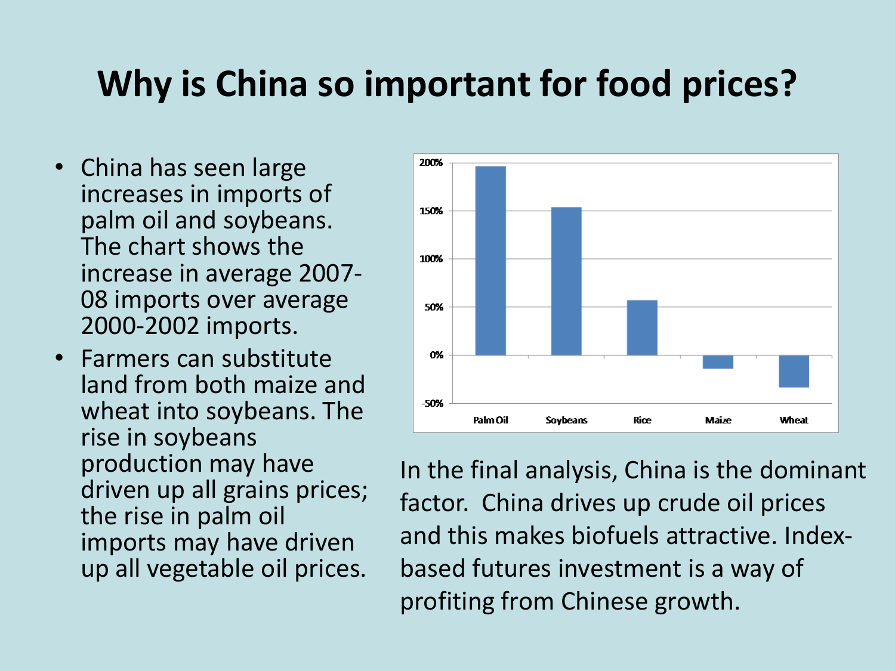# Why is China so important for food prices?

- China has seen large increases in imports of palm oil and soybeans. The chart shows the increase in average 2007-08 imports over average 2000-2002 imports.
- Farmers can substitute land from both maize and wheat into soybeans. The rise in soybeans production may have driven up all grains prices; the rise in palm oil imports may have driven up all vegetable oil prices.

In the final analysis, China is the dominant factor. China drives up crude oil prices and this makes biofuels attractive. Index-based futures investment is a way of profiting from Chinese growth.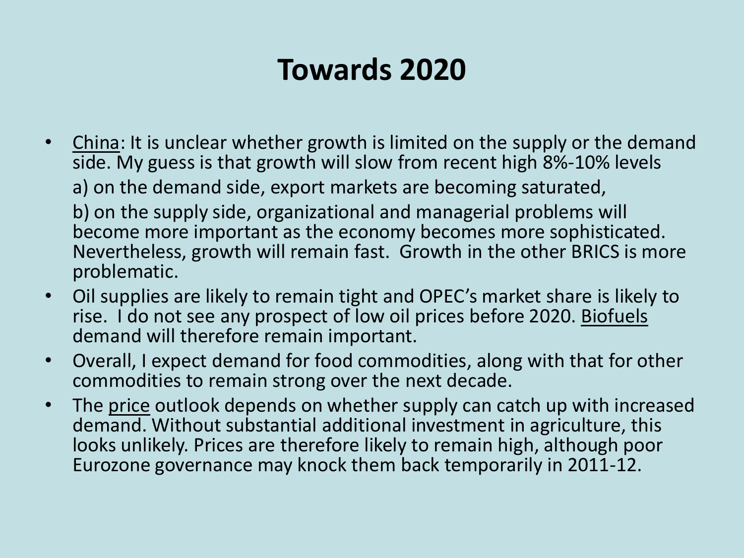# Towards 2020

- China: It is unclear whether growth is limited on the supply or the demand side. My guess is that growth will slow from recent high 8%-10% levels

  a) on the demand side, export markets are becoming saturated,

  b) on the supply side, organizational and managerial problems will become more important as the economy becomes more sophisticated. Nevertheless, growth will remain fast. Growth in the other BRICS is more problematic.
- Oil supplies are likely to remain tight and OPEC's market share is likely to rise. I do not see any prospect of low oil prices before 2020. Biofuels demand will therefore remain important.
- Overall, I expect demand for food commodities, along with that for other commodities to remain strong over the next decade.
- The price outlook depends on whether supply can catch up with increased demand. Without substantial additional investment in agriculture, this looks unlikely. Prices are therefore likely to remain high, although poor Eurozone governance may knock them back temporarily in 2011-12.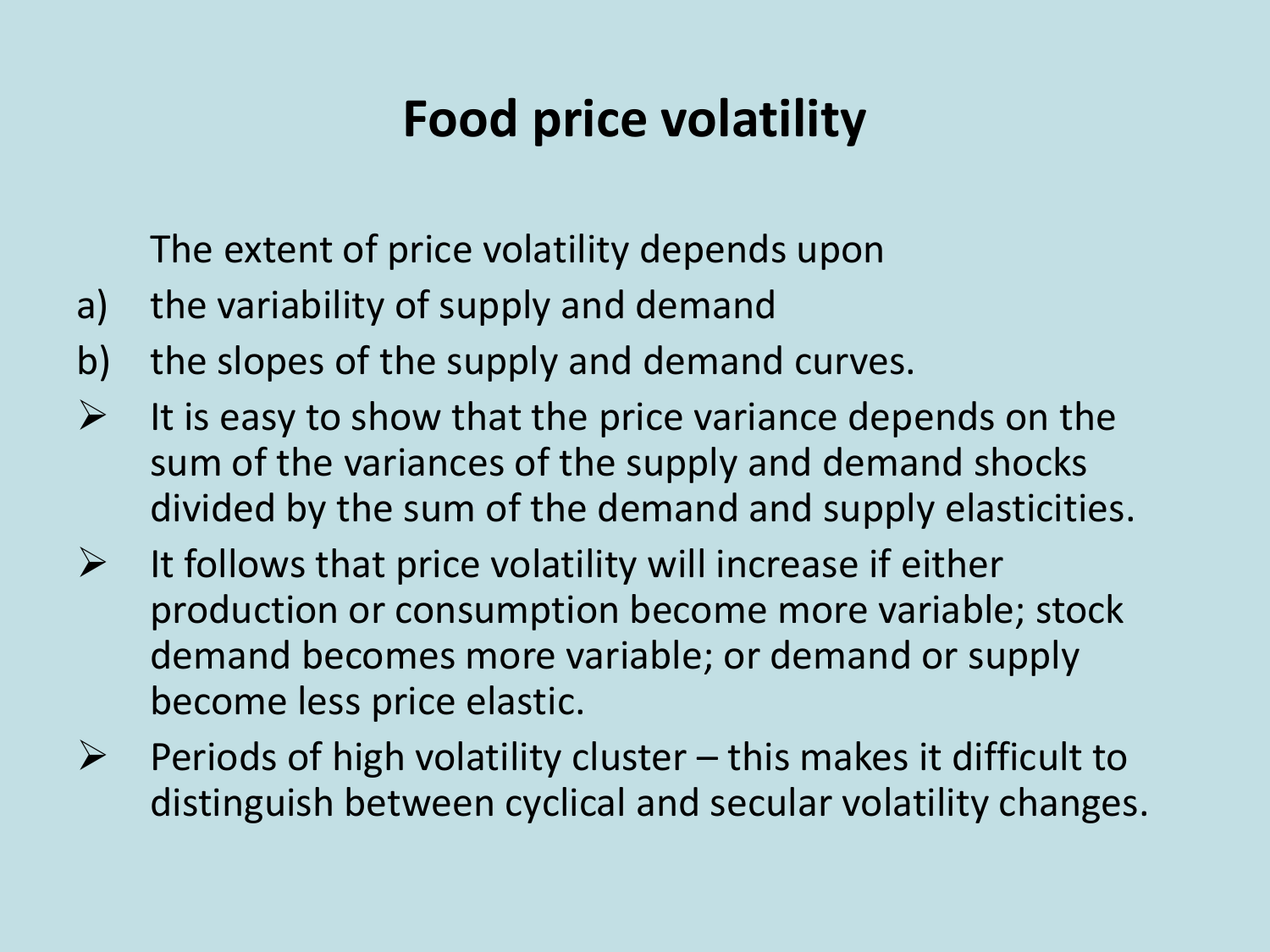# Food price volatility

The extent of price volatility depends upon

a) the variability of supply and demand
b) the slopes of the supply and demand curves.

- It is easy to show that the price variance depends on the sum of the variances of the supply and demand shocks divided by the sum of the demand and supply elasticities.
- It follows that price volatility will increase if either production or consumption become more variable; stock demand becomes more variable; or demand or supply become less price elastic.
- Periods of high volatility cluster – this makes it difficult to distinguish between cyclical and secular volatility changes.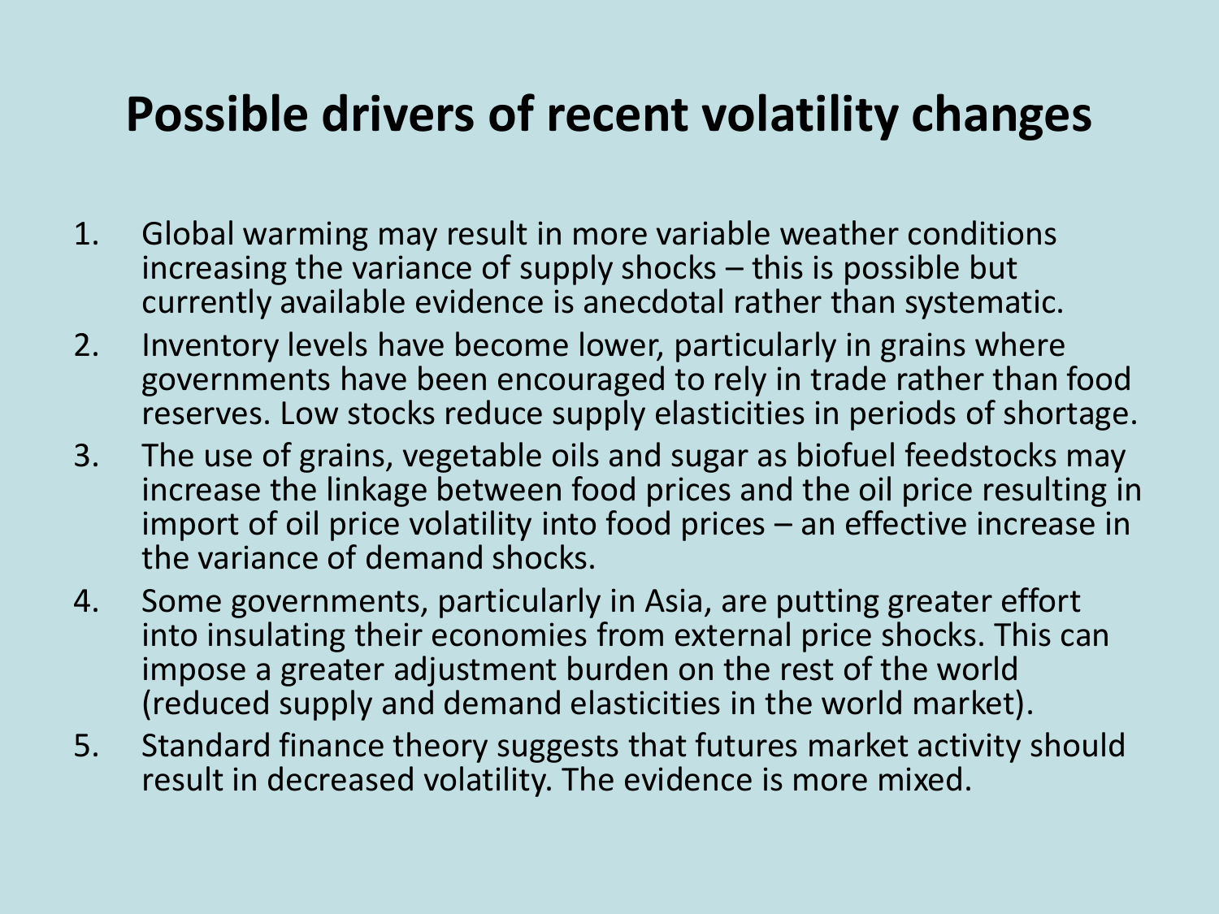# Possible drivers of recent volatility changes

1. Global warming may result in more variable weather conditions increasing the variance of supply shocks – this is possible but currently available evidence is anecdotal rather than systematic.
2. Inventory levels have become lower, particularly in grains where governments have been encouraged to rely in trade rather than food reserves. Low stocks reduce supply elasticities in periods of shortage.
3. The use of grains, vegetable oils and sugar as biofuel feedstocks may increase the linkage between food prices and the oil price resulting in import of oil price volatility into food prices – an effective increase in the variance of demand shocks.
4. Some governments, particularly in Asia, are putting greater effort into insulating their economies from external price shocks. This can impose a greater adjustment burden on the rest of the world (reduced supply and demand elasticities in the world market).
5. Standard finance theory suggests that futures market activity should result in decreased volatility. The evidence is more mixed.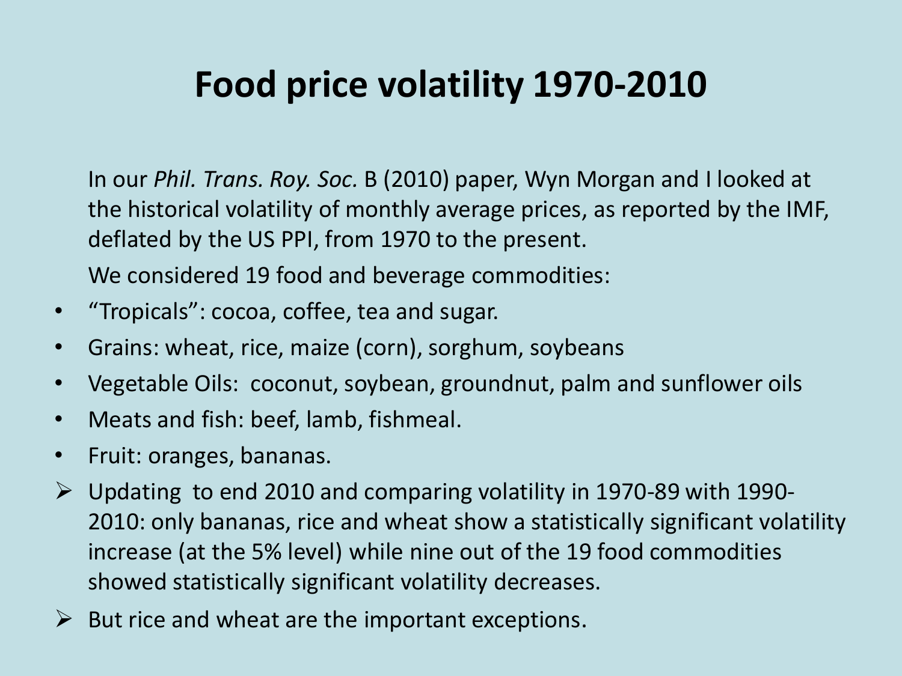# Food price volatility 1970-2010

In our *Phil. Trans. Roy. Soc.* B (2010) paper, Wyn Morgan and I looked at the historical volatility of monthly average prices, as reported by the IMF, deflated by the US PPI, from 1970 to the present.

We considered 19 food and beverage commodities:

- "Tropicals": cocoa, coffee, tea and sugar.
- Grains: wheat, rice, maize (corn), sorghum, soybeans
- Vegetable Oils: coconut, soybean, groundnut, palm and sunflower oils
- Meats and fish: beef, lamb, fishmeal.
- Fruit: oranges, bananas.

- Updating to end 2010 and comparing volatility in 1970-89 with 1990-2010: only bananas, rice and wheat show a statistically significant volatility increase (at the 5% level) while nine out of the 19 food commodities showed statistically significant volatility decreases.
- But rice and wheat are the important exceptions.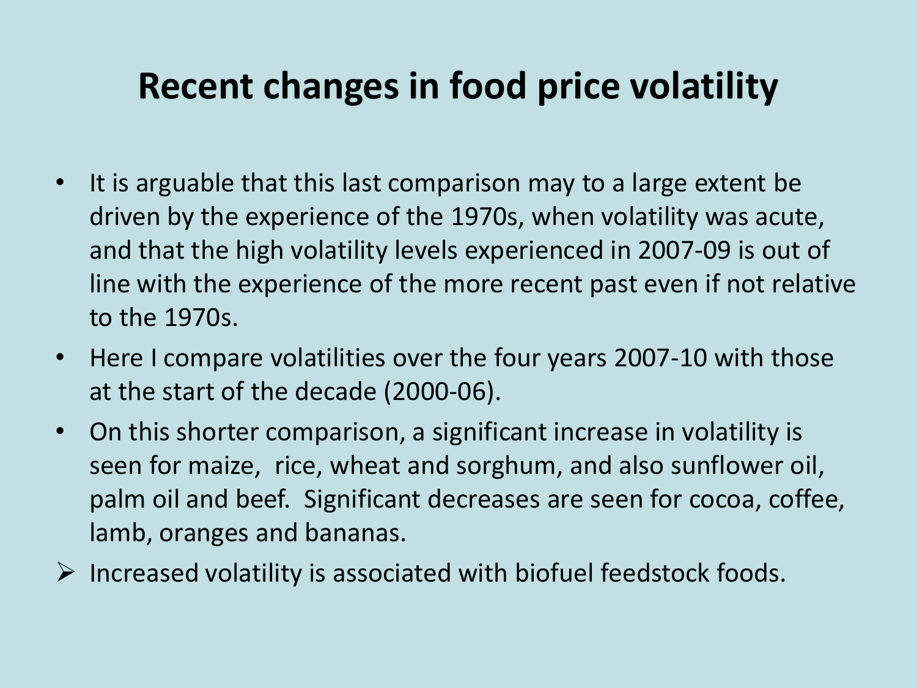# Recent changes in food price volatility

- It is arguable that this last comparison may to a large extent be driven by the experience of the 1970s, when volatility was acute, and that the high volatility levels experienced in 2007-09 is out of line with the experience of the more recent past even if not relative to the 1970s.
- Here I compare volatilities over the four years 2007-10 with those at the start of the decade (2000-06).
- On this shorter comparison, a significant increase in volatility is seen for maize, rice, wheat and sorghum, and also sunflower oil, palm oil and beef. Significant decreases are seen for cocoa, coffee, lamb, oranges and bananas.

➢ Increased volatility is associated with biofuel feedstock foods.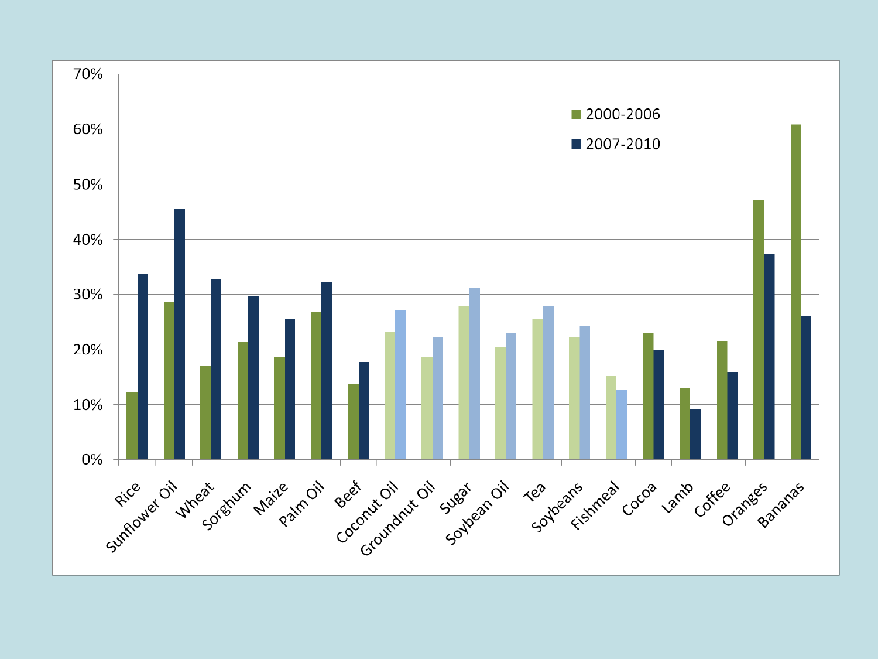70%
60%
50%
40%
30%
20%
10%
0%

- 2000-2006
- 2007-2010

Rice, Sunflower Oil, Wheat, Sorghum, Maize, Palm Oil, Beef, Coconut Oil, Groundnut Oil, Sugar, Soybean Oil, Tea, Soybeans, Fishmeal, Cocoa, Lamb, Coffee, Oranges, Bananas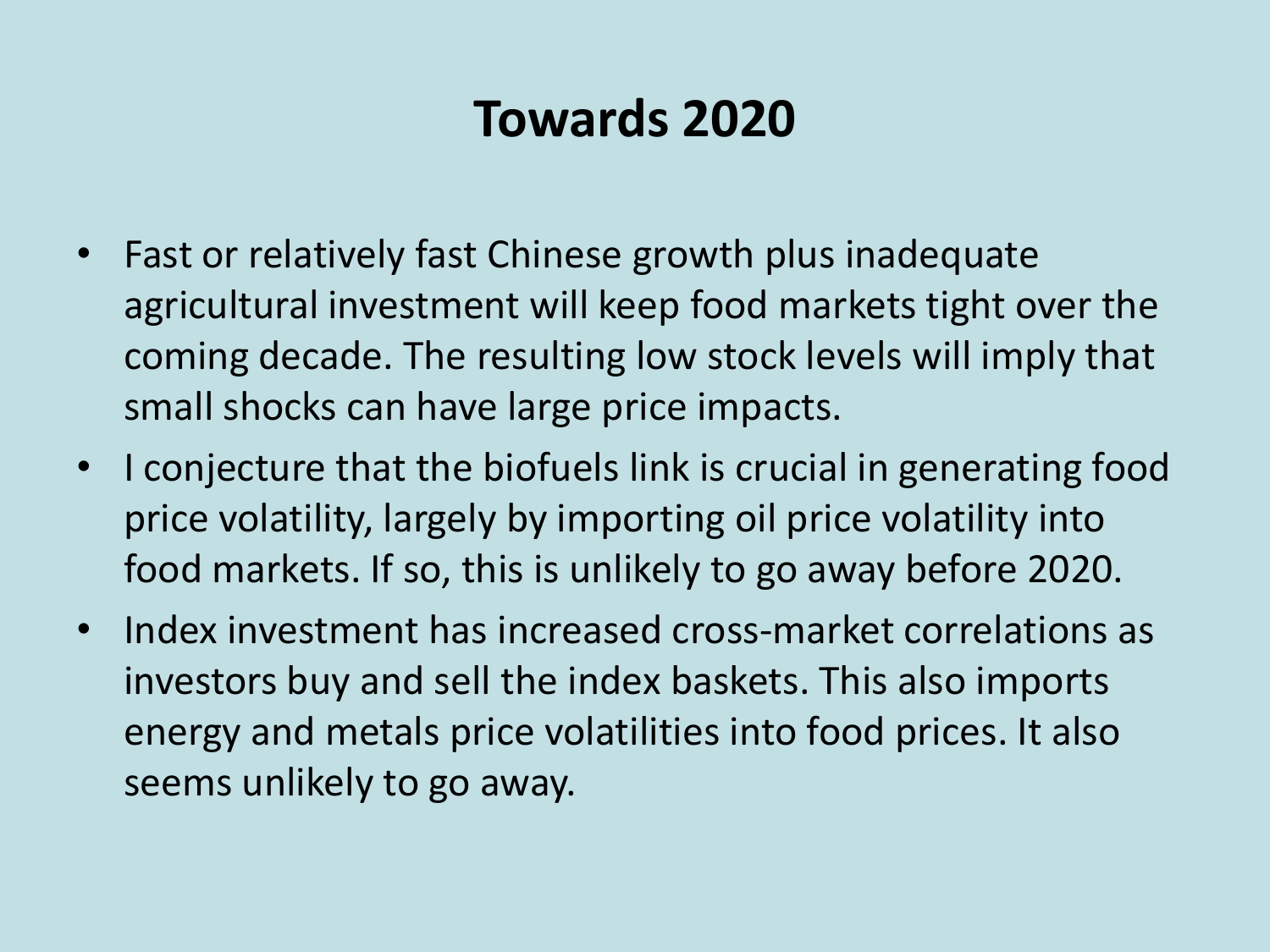# Towards 2020

- Fast or relatively fast Chinese growth plus inadequate agricultural investment will keep food markets tight over the coming decade. The resulting low stock levels will imply that small shocks can have large price impacts.
- I conjecture that the biofuels link is crucial in generating food price volatility, largely by importing oil price volatility into food markets. If so, this is unlikely to go away before 2020.
- Index investment has increased cross-market correlations as investors buy and sell the index baskets. This also imports energy and metals price volatilities into food prices. It also seems unlikely to go away.